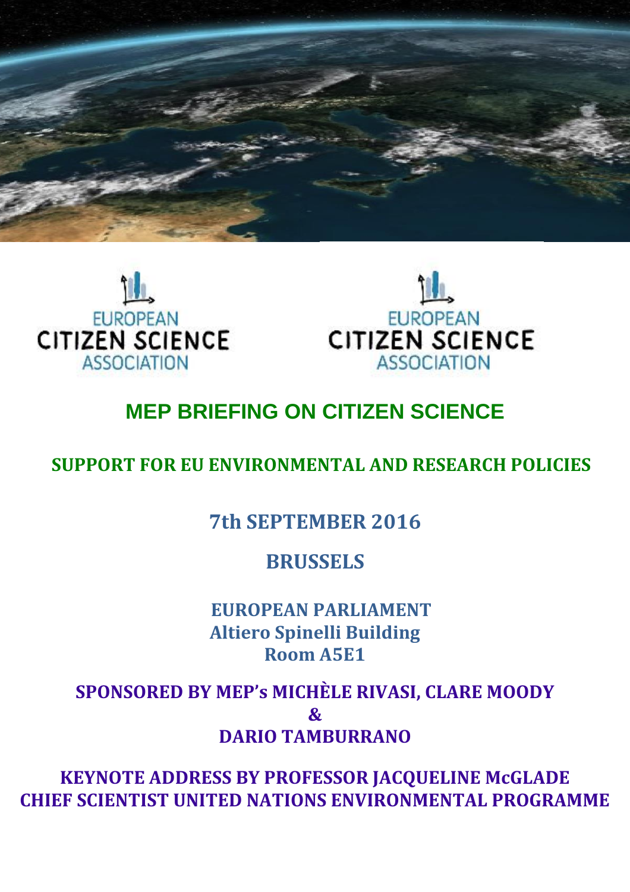EUROPEAN CITIZEN SCIENCE ASSOCIATION

EUROPEAN CITIZEN SCIENCE ASSOCIATION

# MEP BRIEFING ON CITIZEN SCIENCE

## SUPPORT FOR EU ENVIRONMENTAL AND RESEARCH POLICIES

**7th SEPTEMBER 2016**

**BRUSSELS**

**EUROPEAN PARLIAMENT**
**Altiero Spinelli Building**
**Room A5E1**

**SPONSORED BY MEP's MICHÈLE RIVASI, CLARE MOODY**
**&**
**DARIO TAMBURRANO**

**KEYNOTE ADDRESS BY PROFESSOR JACQUELINE McGLADE**
**CHIEF SCIENTIST UNITED NATIONS ENVIRONMENTAL PROGRAMME**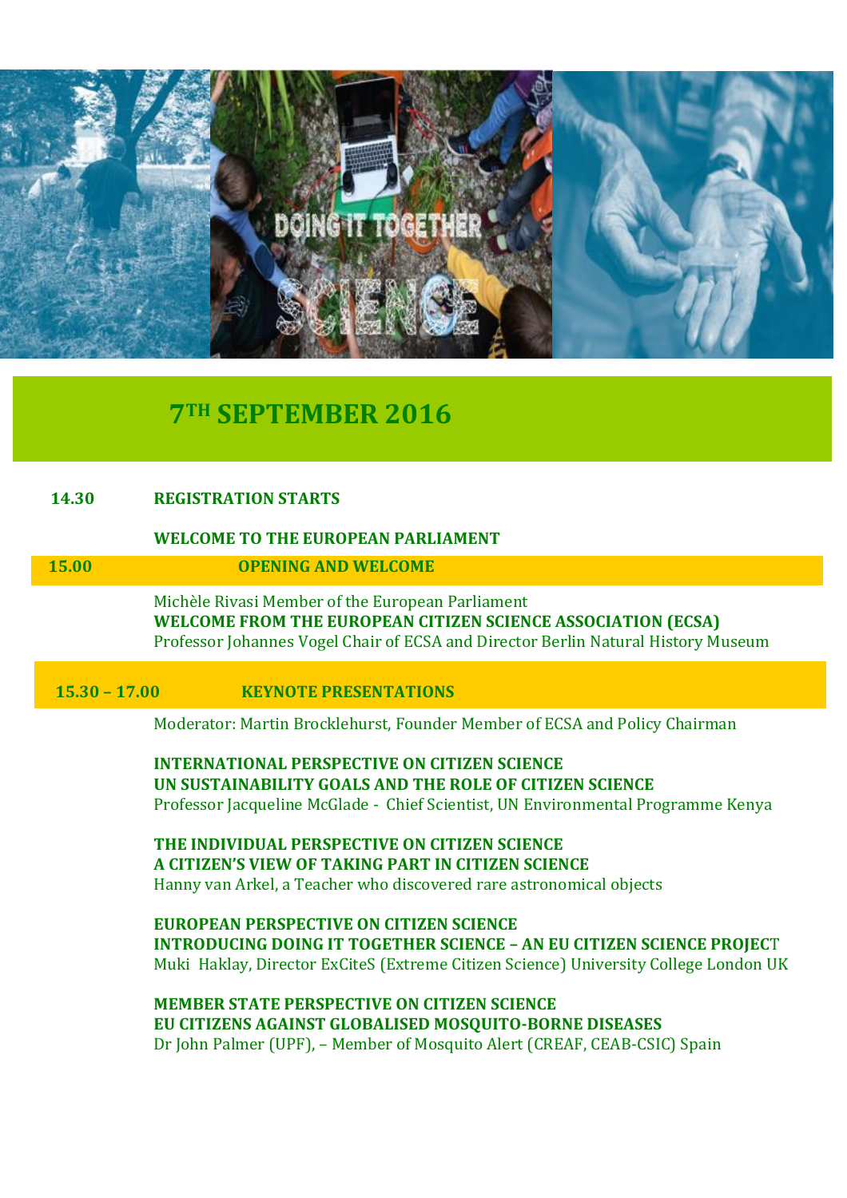## 7TH SEPTEMBER 2016

**14.30** **REGISTRATION STARTS**

**WELCOME TO THE EUROPEAN PARLIAMENT**

**15.00** **OPENING AND WELCOME**

Michèle Rivasi Member of the European Parliament

**WELCOME FROM THE EUROPEAN CITIZEN SCIENCE ASSOCIATION (ECSA)**

Professor Johannes Vogel Chair of ECSA and Director Berlin Natural History Museum

**15.30 – 17.00** **KEYNOTE PRESENTATIONS**

Moderator: Martin Brocklehurst, Founder Member of ECSA and Policy Chairman

**INTERNATIONAL PERSPECTIVE ON CITIZEN SCIENCE**
**UN SUSTAINABILITY GOALS AND THE ROLE OF CITIZEN SCIENCE**
Professor Jacqueline McGlade - Chief Scientist, UN Environmental Programme Kenya

**THE INDIVIDUAL PERSPECTIVE ON CITIZEN SCIENCE**
**A CITIZEN'S VIEW OF TAKING PART IN CITIZEN SCIENCE**
Hanny van Arkel, a Teacher who discovered rare astronomical objects

**EUROPEAN PERSPECTIVE ON CITIZEN SCIENCE**
**INTRODUCING DOING IT TOGETHER SCIENCE – AN EU CITIZEN SCIENCE PROJECT**
Muki Haklay, Director ExCiteS (Extreme Citizen Science) University College London UK

**MEMBER STATE PERSPECTIVE ON CITIZEN SCIENCE**
**EU CITIZENS AGAINST GLOBALISED MOSQUITO-BORNE DISEASES**
Dr John Palmer (UPF), – Member of Mosquito Alert (CREAF, CEAB-CSIC) Spain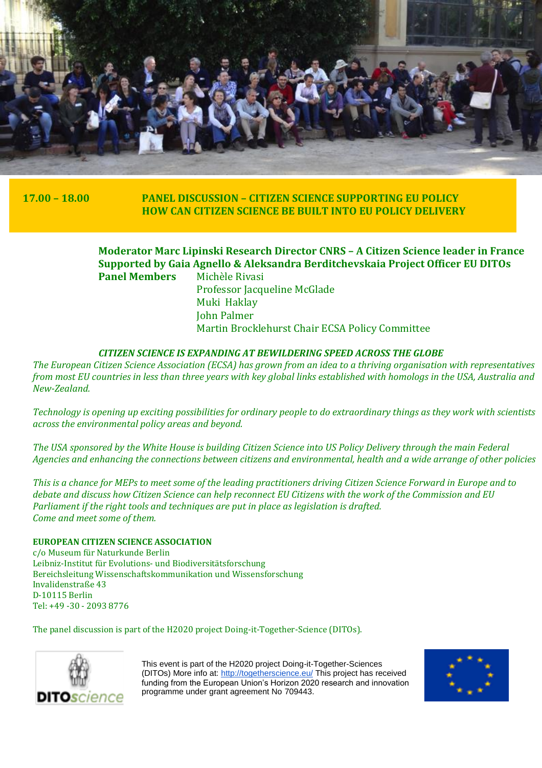**17.00 – 18.00** **PANEL DISCUSSION – CITIZEN SCIENCE SUPPORTING EU POLICY**
**HOW CAN CITIZEN SCIENCE BE BUILT INTO EU POLICY DELIVERY**

**Moderator Marc Lipinski Research Director CNRS – A Citizen Science leader in France**
**Supported by Gaia Agnello & Aleksandra Berditchevskaia Project Officer EU DITOs**
**Panel Members** Michèle Rivasi
Professor Jacqueline McGlade
Muki Haklay
John Palmer
Martin Brocklehurst Chair ECSA Policy Committee

***CITIZEN SCIENCE IS EXPANDING AT BEWILDERING SPEED ACROSS THE GLOBE***

*The European Citizen Science Association (ECSA) has grown from an idea to a thriving organisation with representatives from most EU countries in less than three years with key global links established with homologs in the USA, Australia and New-Zealand.*

*Technology is opening up exciting possibilities for ordinary people to do extraordinary things as they work with scientists across the environmental policy areas and beyond.*

*The USA sponsored by the White House is building Citizen Science into US Policy Delivery through the main Federal Agencies and enhancing the connections between citizens and environmental, health and a wide arrange of other policies*

*This is a chance for MEPs to meet some of the leading practitioners driving Citizen Science Forward in Europe and to debate and discuss how Citizen Science can help reconnect EU Citizens with the work of the Commission and EU Parliament if the right tools and techniques are put in place as legislation is drafted.*
*Come and meet some of them.*

**EUROPEAN CITIZEN SCIENCE ASSOCIATION**
c/o Museum für Naturkunde Berlin
Leibniz-Institut für Evolutions- und Biodiversitätsforschung
Bereichsleitung Wissenschaftskommunikation und Wissensforschung
Invalidenstraße 43
D-10115 Berlin
Tel: +49 -30 - 2093 8776

The panel discussion is part of the H2020 project Doing-it-Together-Science (DITOs).

This event is part of the H2020 project Doing-it-Together-Sciences (DITOs) More info at: http://togetherscience.eu/ This project has received funding from the European Union's Horizon 2020 research and innovation programme under grant agreement No 709443.